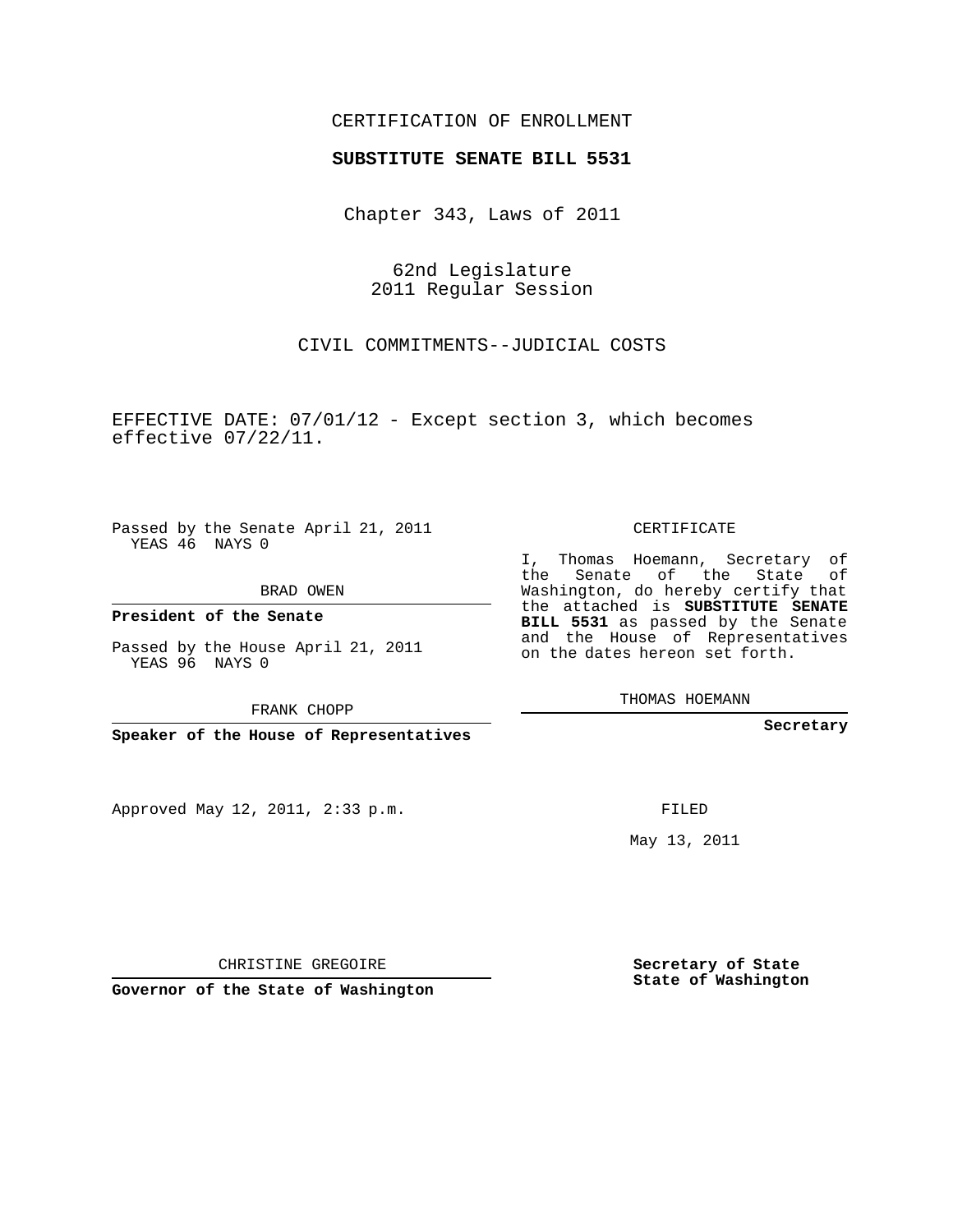CERTIFICATION OF ENROLLMENT

**SUBSTITUTE SENATE BILL 5531**

Chapter 343, Laws of 2011

62nd Legislature
2011 Regular Session

CIVIL COMMITMENTS--JUDICIAL COSTS

EFFECTIVE DATE: 07/01/12 - Except section 3, which becomes effective 07/22/11.

Passed by the Senate April 21, 2011
YEAS 46 NAYS 0

BRAD OWEN

**President of the Senate**

Passed by the House April 21, 2011
YEAS 96 NAYS 0

FRANK CHOPP

**Speaker of the House of Representatives**

CERTIFICATE

I, Thomas Hoemann, Secretary of the Senate of the State of Washington, do hereby certify that the attached is **SUBSTITUTE SENATE BILL 5531** as passed by the Senate and the House of Representatives on the dates hereon set forth.

THOMAS HOEMANN

**Secretary**

Approved May 12, 2011, 2:33 p.m.

FILED

May 13, 2011

CHRISTINE GREGOIRE

**Governor of the State of Washington**

**Secretary of State**
**State of Washington**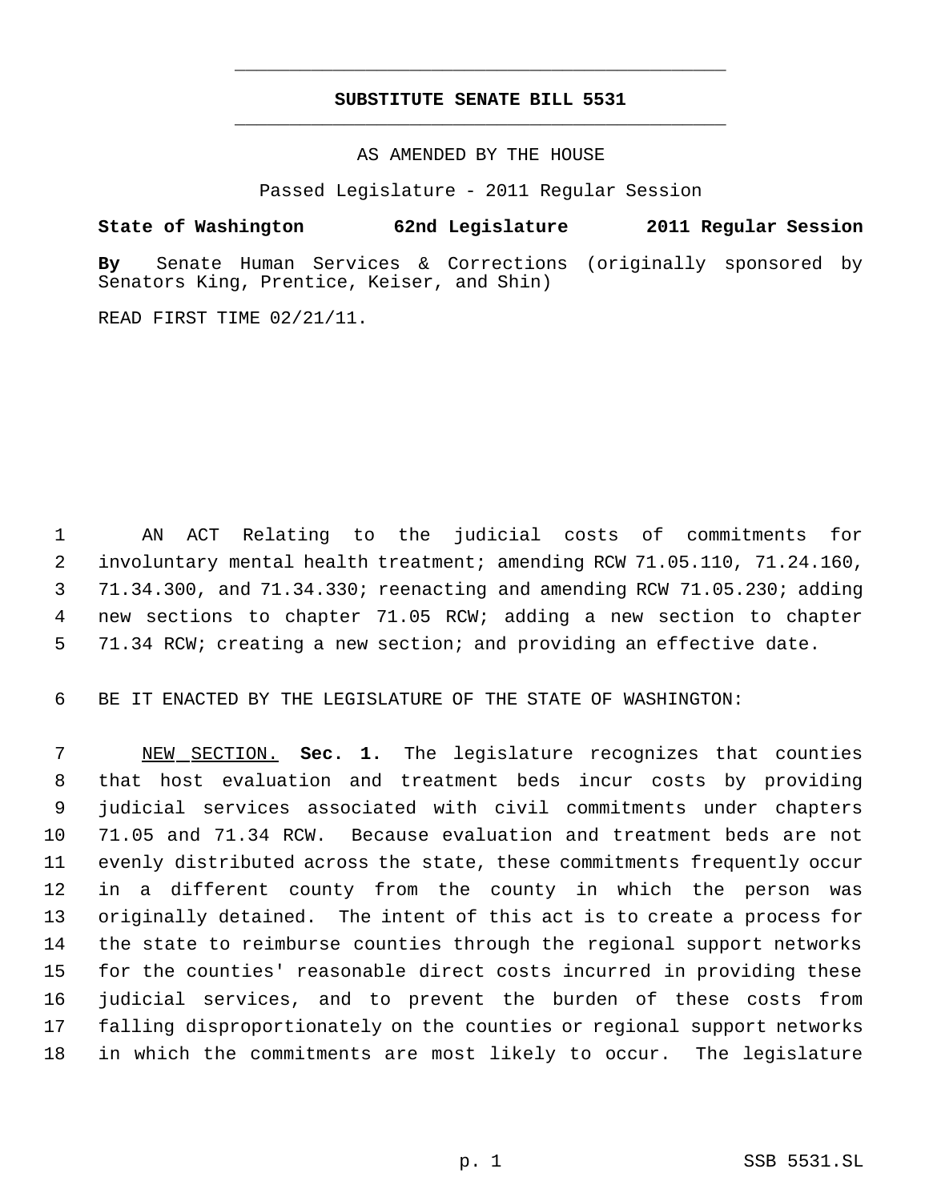# SUBSTITUTE SENATE BILL 5531

AS AMENDED BY THE HOUSE

Passed Legislature - 2011 Regular Session

**State of Washington 62nd Legislature 2011 Regular Session**

**By** Senate Human Services & Corrections (originally sponsored by Senators King, Prentice, Keiser, and Shin)

READ FIRST TIME 02/21/11.

AN ACT Relating to the judicial costs of commitments for involuntary mental health treatment; amending RCW 71.05.110, 71.24.160, 71.34.300, and 71.34.330; reenacting and amending RCW 71.05.230; adding new sections to chapter 71.05 RCW; adding a new section to chapter 71.34 RCW; creating a new section; and providing an effective date.

BE IT ENACTED BY THE LEGISLATURE OF THE STATE OF WASHINGTON:

NEW SECTION. **Sec. 1.** The legislature recognizes that counties that host evaluation and treatment beds incur costs by providing judicial services associated with civil commitments under chapters 71.05 and 71.34 RCW. Because evaluation and treatment beds are not evenly distributed across the state, these commitments frequently occur in a different county from the county in which the person was originally detained. The intent of this act is to create a process for the state to reimburse counties through the regional support networks for the counties' reasonable direct costs incurred in providing these judicial services, and to prevent the burden of these costs from falling disproportionately on the counties or regional support networks in which the commitments are most likely to occur. The legislature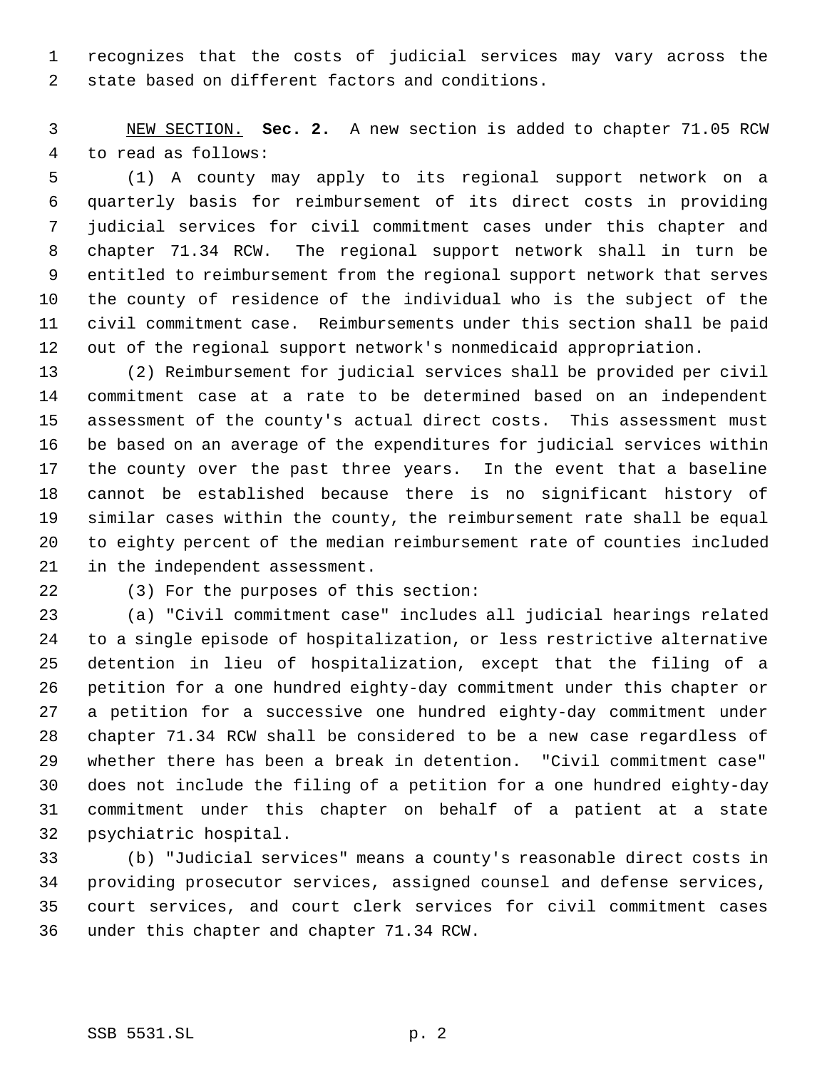recognizes that the costs of judicial services may vary across the state based on different factors and conditions.

NEW SECTION. **Sec. 2.** A new section is added to chapter 71.05 RCW to read as follows:

(1) A county may apply to its regional support network on a quarterly basis for reimbursement of its direct costs in providing judicial services for civil commitment cases under this chapter and chapter 71.34 RCW. The regional support network shall in turn be entitled to reimbursement from the regional support network that serves the county of residence of the individual who is the subject of the civil commitment case. Reimbursements under this section shall be paid out of the regional support network's nonmedicaid appropriation.

(2) Reimbursement for judicial services shall be provided per civil commitment case at a rate to be determined based on an independent assessment of the county's actual direct costs. This assessment must be based on an average of the expenditures for judicial services within the county over the past three years. In the event that a baseline cannot be established because there is no significant history of similar cases within the county, the reimbursement rate shall be equal to eighty percent of the median reimbursement rate of counties included in the independent assessment.

(3) For the purposes of this section:

(a) "Civil commitment case" includes all judicial hearings related to a single episode of hospitalization, or less restrictive alternative detention in lieu of hospitalization, except that the filing of a petition for a one hundred eighty-day commitment under this chapter or a petition for a successive one hundred eighty-day commitment under chapter 71.34 RCW shall be considered to be a new case regardless of whether there has been a break in detention. "Civil commitment case" does not include the filing of a petition for a one hundred eighty-day commitment under this chapter on behalf of a patient at a state psychiatric hospital.

(b) "Judicial services" means a county's reasonable direct costs in providing prosecutor services, assigned counsel and defense services, court services, and court clerk services for civil commitment cases under this chapter and chapter 71.34 RCW.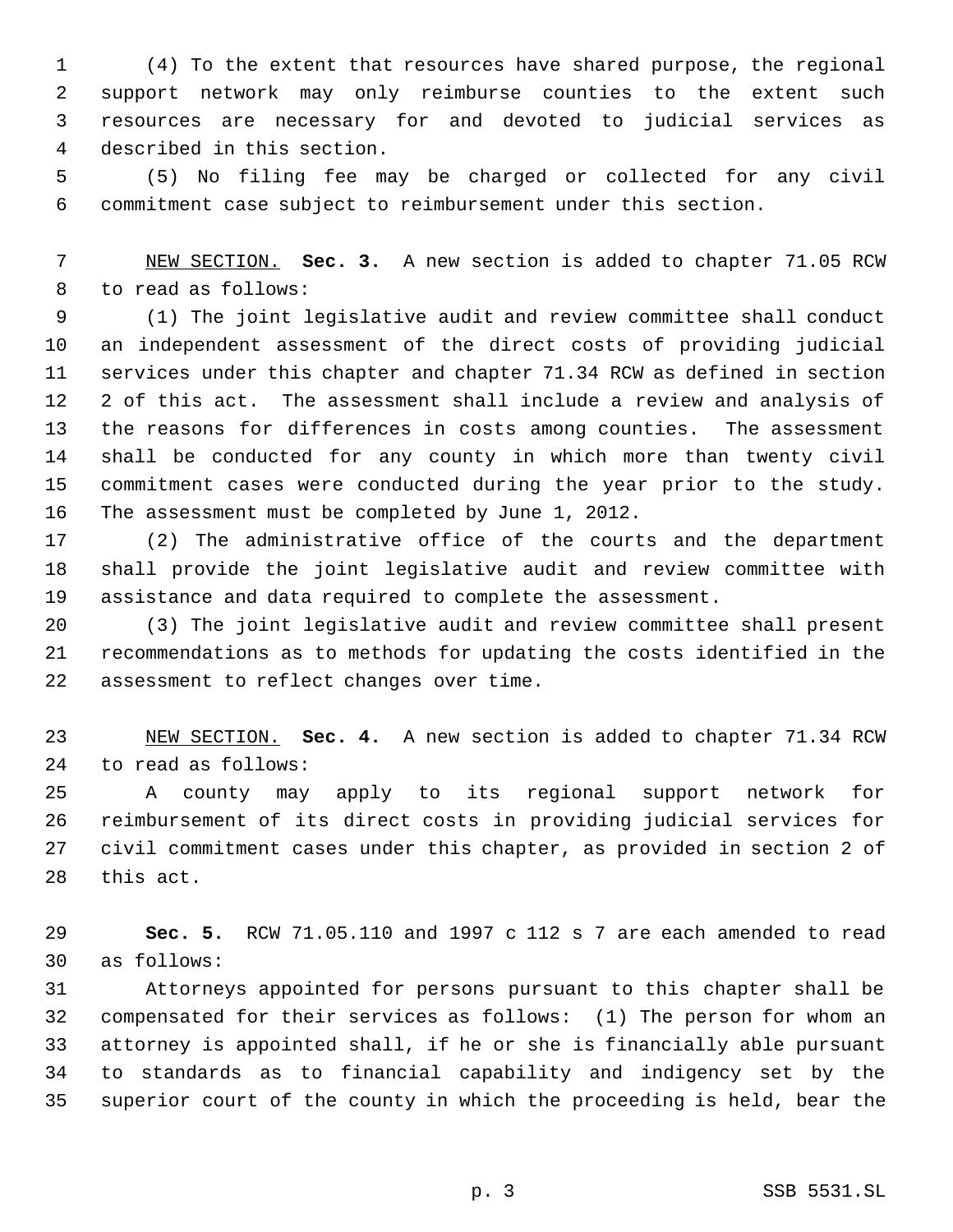(4) To the extent that resources have shared purpose, the regional support network may only reimburse counties to the extent such resources are necessary for and devoted to judicial services as described in this section.

(5) No filing fee may be charged or collected for any civil commitment case subject to reimbursement under this section.

NEW SECTION. **Sec. 3.** A new section is added to chapter 71.05 RCW to read as follows:

(1) The joint legislative audit and review committee shall conduct an independent assessment of the direct costs of providing judicial services under this chapter and chapter 71.34 RCW as defined in section 2 of this act. The assessment shall include a review and analysis of the reasons for differences in costs among counties. The assessment shall be conducted for any county in which more than twenty civil commitment cases were conducted during the year prior to the study. The assessment must be completed by June 1, 2012.

(2) The administrative office of the courts and the department shall provide the joint legislative audit and review committee with assistance and data required to complete the assessment.

(3) The joint legislative audit and review committee shall present recommendations as to methods for updating the costs identified in the assessment to reflect changes over time.

NEW SECTION. **Sec. 4.** A new section is added to chapter 71.34 RCW to read as follows:

A county may apply to its regional support network for reimbursement of its direct costs in providing judicial services for civil commitment cases under this chapter, as provided in section 2 of this act.

**Sec. 5.** RCW 71.05.110 and 1997 c 112 s 7 are each amended to read as follows:

Attorneys appointed for persons pursuant to this chapter shall be compensated for their services as follows: (1) The person for whom an attorney is appointed shall, if he or she is financially able pursuant to standards as to financial capability and indigency set by the superior court of the county in which the proceeding is held, bear the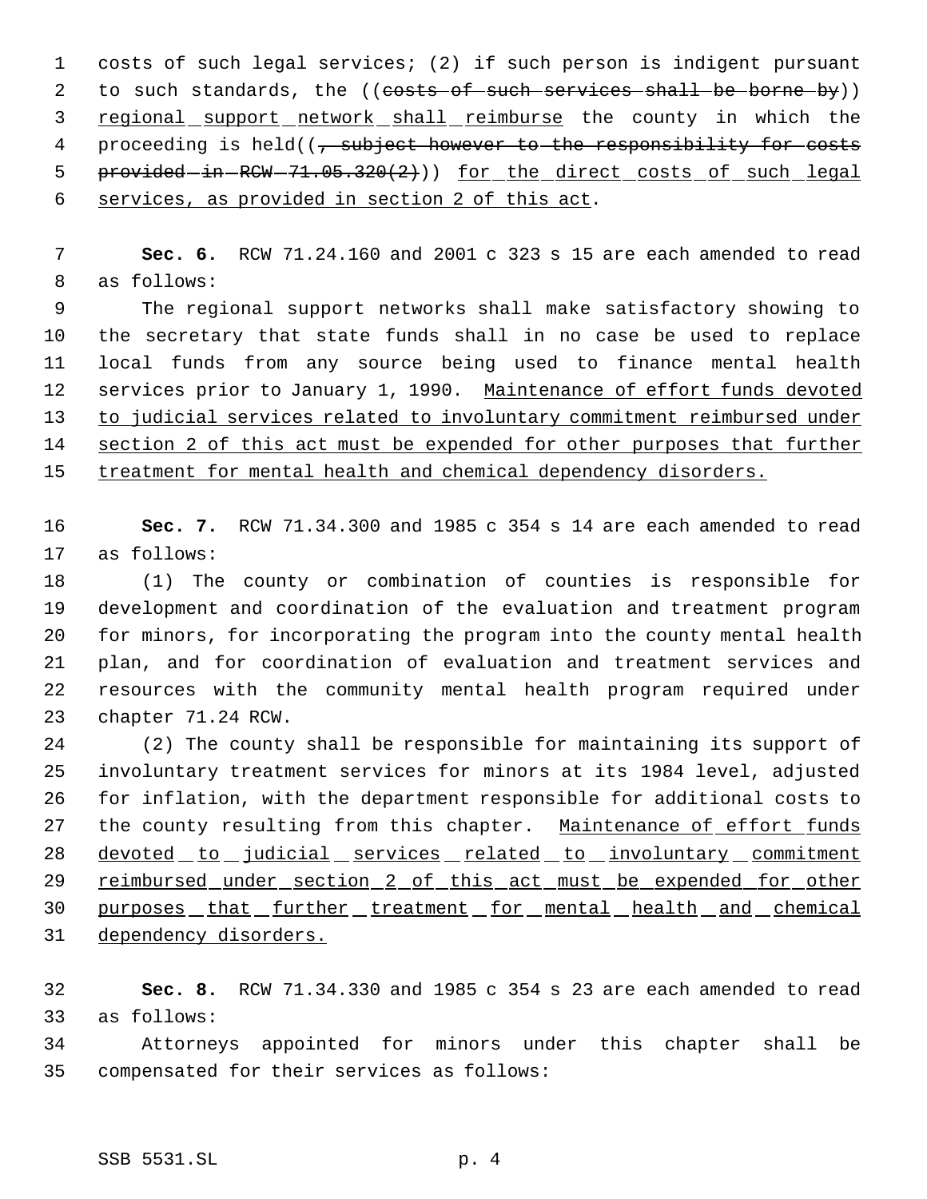costs of such legal services; (2) if such person is indigent pursuant to such standards, the ((~~costs of such services shall be borne by~~)) <u>regional support network shall reimburse</u> the county in which the proceeding is held((~~, subject however to the responsibility for costs provided in RCW 71.05.320(2)~~)) <u>for the direct costs of such legal services, as provided in section 2 of this act</u>.

**Sec. 6.** RCW 71.24.160 and 2001 c 323 s 15 are each amended to read as follows:

The regional support networks shall make satisfactory showing to the secretary that state funds shall in no case be used to replace local funds from any source being used to finance mental health services prior to January 1, 1990. <u>Maintenance of effort funds devoted to judicial services related to involuntary commitment reimbursed under section 2 of this act must be expended for other purposes that further treatment for mental health and chemical dependency disorders.</u>

**Sec. 7.** RCW 71.34.300 and 1985 c 354 s 14 are each amended to read as follows:

(1) The county or combination of counties is responsible for development and coordination of the evaluation and treatment program for minors, for incorporating the program into the county mental health plan, and for coordination of evaluation and treatment services and resources with the community mental health program required under chapter 71.24 RCW.

(2) The county shall be responsible for maintaining its support of involuntary treatment services for minors at its 1984 level, adjusted for inflation, with the department responsible for additional costs to the county resulting from this chapter. <u>Maintenance of effort funds devoted to judicial services related to involuntary commitment reimbursed under section 2 of this act must be expended for other purposes that further treatment for mental health and chemical dependency disorders.</u>

**Sec. 8.** RCW 71.34.330 and 1985 c 354 s 23 are each amended to read as follows:

Attorneys appointed for minors under this chapter shall be compensated for their services as follows: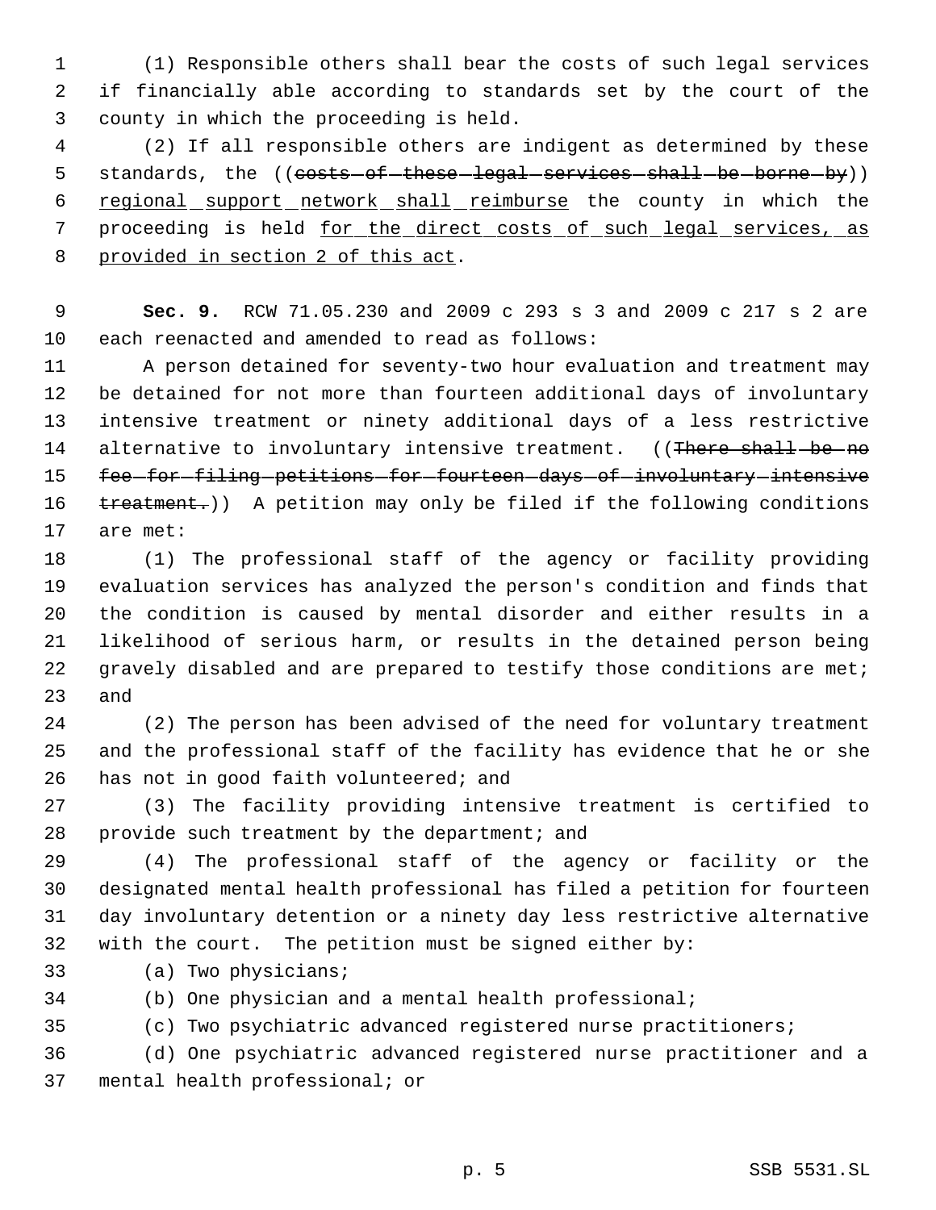(1) Responsible others shall bear the costs of such legal services if financially able according to standards set by the court of the county in which the proceeding is held.

(2) If all responsible others are indigent as determined by these standards, the ((~~costs of these legal services shall be borne by~~)) regional support network shall reimburse the county in which the proceeding is held for the direct costs of such legal services, as provided in section 2 of this act.

**Sec. 9.** RCW 71.05.230 and 2009 c 293 s 3 and 2009 c 217 s 2 are each reenacted and amended to read as follows:

A person detained for seventy-two hour evaluation and treatment may be detained for not more than fourteen additional days of involuntary intensive treatment or ninety additional days of a less restrictive alternative to involuntary intensive treatment. ((~~There shall be no fee for filing petitions for fourteen days of involuntary intensive treatment.~~)) A petition may only be filed if the following conditions are met:

(1) The professional staff of the agency or facility providing evaluation services has analyzed the person's condition and finds that the condition is caused by mental disorder and either results in a likelihood of serious harm, or results in the detained person being gravely disabled and are prepared to testify those conditions are met; and

(2) The person has been advised of the need for voluntary treatment and the professional staff of the facility has evidence that he or she has not in good faith volunteered; and

(3) The facility providing intensive treatment is certified to provide such treatment by the department; and

(4) The professional staff of the agency or facility or the designated mental health professional has filed a petition for fourteen day involuntary detention or a ninety day less restrictive alternative with the court. The petition must be signed either by:

(a) Two physicians;

(b) One physician and a mental health professional;

(c) Two psychiatric advanced registered nurse practitioners;

(d) One psychiatric advanced registered nurse practitioner and a mental health professional; or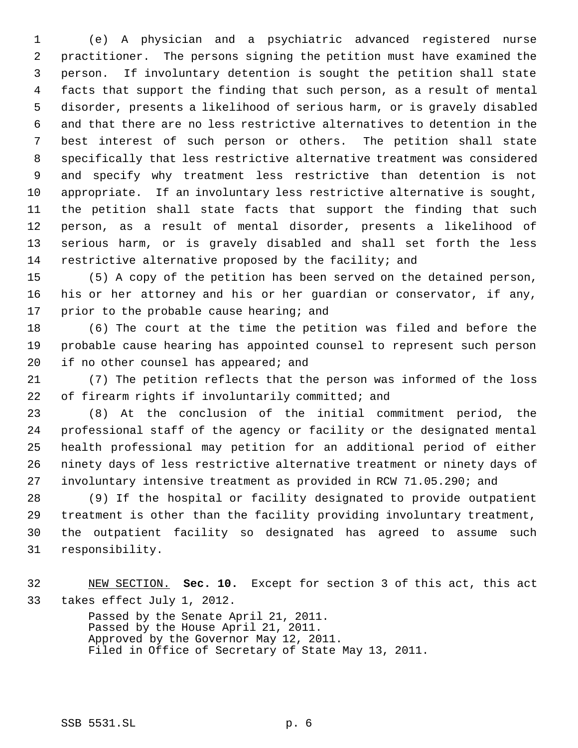(e) A physician and a psychiatric advanced registered nurse practitioner. The persons signing the petition must have examined the person. If involuntary detention is sought the petition shall state facts that support the finding that such person, as a result of mental disorder, presents a likelihood of serious harm, or is gravely disabled and that there are no less restrictive alternatives to detention in the best interest of such person or others. The petition shall state specifically that less restrictive alternative treatment was considered and specify why treatment less restrictive than detention is not appropriate. If an involuntary less restrictive alternative is sought, the petition shall state facts that support the finding that such person, as a result of mental disorder, presents a likelihood of serious harm, or is gravely disabled and shall set forth the less restrictive alternative proposed by the facility; and

(5) A copy of the petition has been served on the detained person, his or her attorney and his or her guardian or conservator, if any, prior to the probable cause hearing; and

(6) The court at the time the petition was filed and before the probable cause hearing has appointed counsel to represent such person if no other counsel has appeared; and

(7) The petition reflects that the person was informed of the loss of firearm rights if involuntarily committed; and

(8) At the conclusion of the initial commitment period, the professional staff of the agency or facility or the designated mental health professional may petition for an additional period of either ninety days of less restrictive alternative treatment or ninety days of involuntary intensive treatment as provided in RCW 71.05.290; and

(9) If the hospital or facility designated to provide outpatient treatment is other than the facility providing involuntary treatment, the outpatient facility so designated has agreed to assume such responsibility.

NEW SECTION. **Sec. 10.** Except for section 3 of this act, this act takes effect July 1, 2012.

Passed by the Senate April 21, 2011.
Passed by the House April 21, 2011.
Approved by the Governor May 12, 2011.
Filed in Office of Secretary of State May 13, 2011.